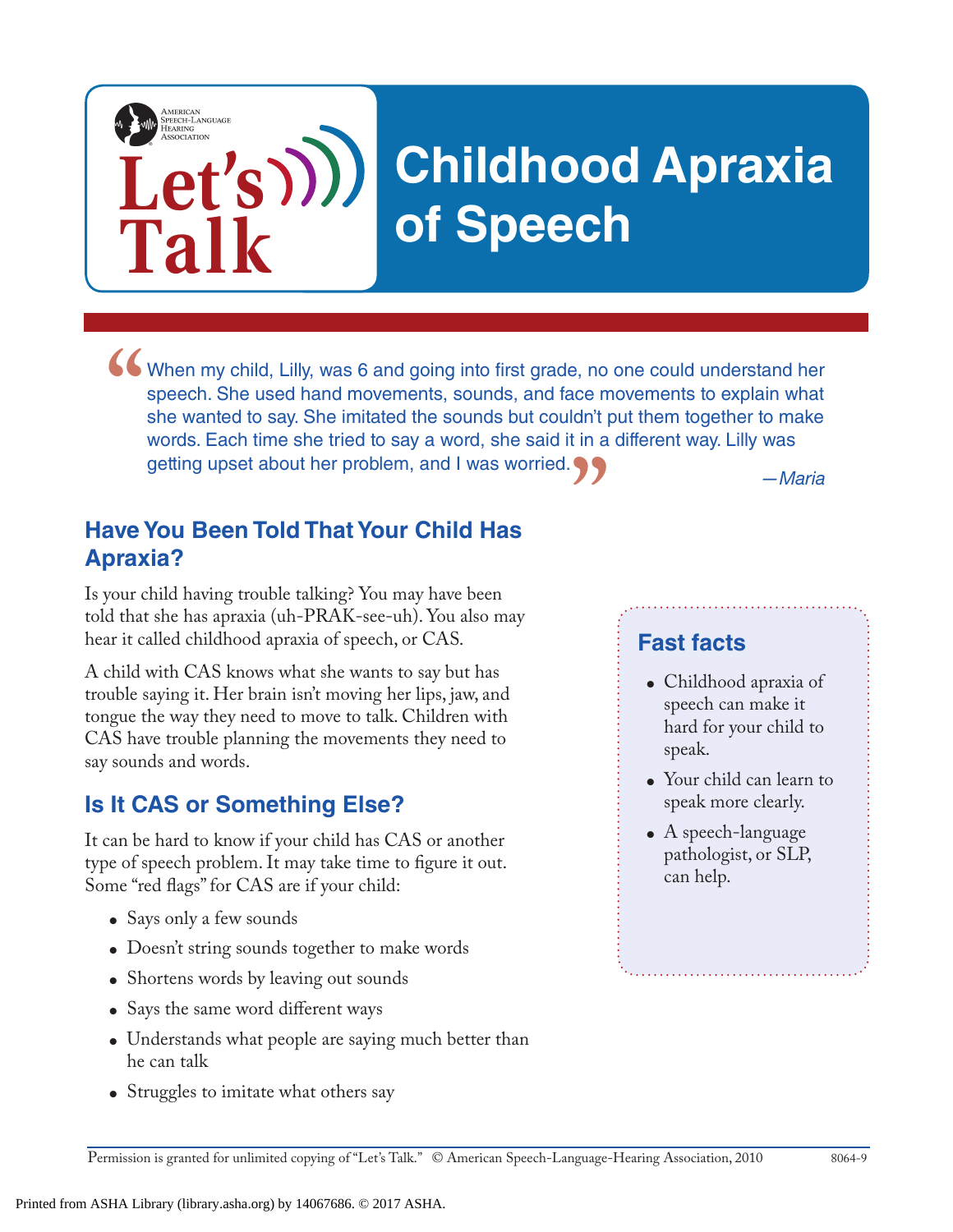American Speech-Language Hearing Association

Let's Talk

# Childhood Apraxia of Speech

> "When my child, Lilly, was 6 and going into first grade, no one could understand her speech. She used hand movements, sounds, and face movements to explain what she wanted to say. She imitated the sounds but couldn't put them together to make words. Each time she tried to say a word, she said it in a different way. Lilly was getting upset about her problem, and I was worried."
>
> *—Maria*

## Have You Been Told That Your Child Has Apraxia?

Is your child having trouble talking? You may have been told that she has apraxia (uh-PRAK-see-uh). You also may hear it called childhood apraxia of speech, or CAS.

A child with CAS knows what she wants to say but has trouble saying it. Her brain isn't moving her lips, jaw, and tongue the way they need to move to talk. Children with CAS have trouble planning the movements they need to say sounds and words.

## Is It CAS or Something Else?

It can be hard to know if your child has CAS or another type of speech problem. It may take time to figure it out. Some "red flags" for CAS are if your child:

- Says only a few sounds
- Doesn't string sounds together to make words
- Shortens words by leaving out sounds
- Says the same word different ways
- Understands what people are saying much better than he can talk
- Struggles to imitate what others say

### Fast facts

- Childhood apraxia of speech can make it hard for your child to speak.
- Your child can learn to speak more clearly.
- A speech-language pathologist, or SLP, can help.

Permission is granted for unlimited copying of "Let's Talk." © American Speech-Language-Hearing Association, 2010 8064-9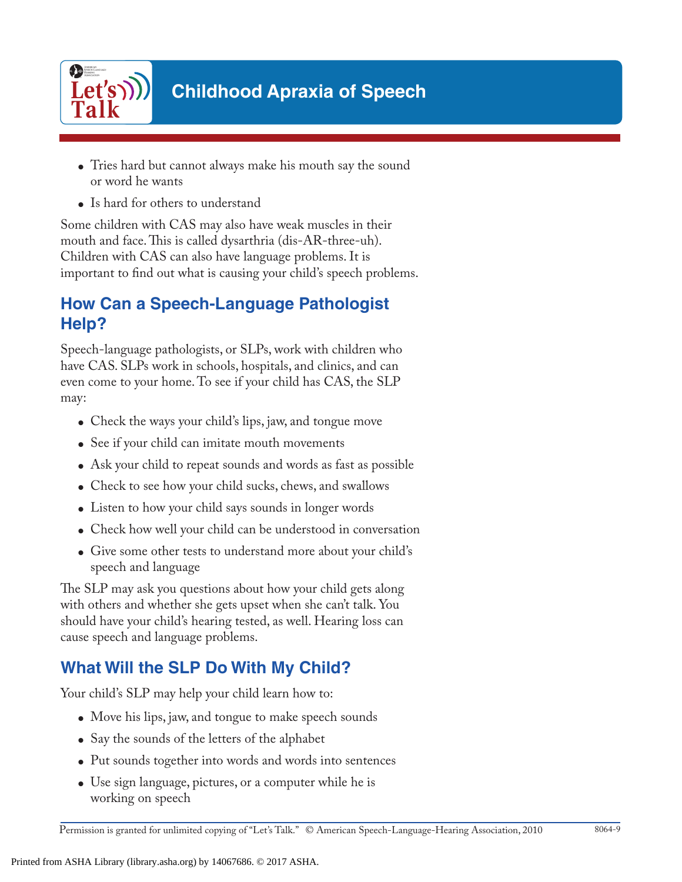- Tries hard but cannot always make his mouth say the sound or word he wants
- Is hard for others to understand

Some children with CAS may also have weak muscles in their mouth and face. This is called dysarthria (dis-AR-three-uh). Children with CAS can also have language problems. It is important to find out what is causing your child's speech problems.

## How Can a Speech-Language Pathologist Help?

Speech-language pathologists, or SLPs, work with children who have CAS. SLPs work in schools, hospitals, and clinics, and can even come to your home. To see if your child has CAS, the SLP may:

- Check the ways your child's lips, jaw, and tongue move
- See if your child can imitate mouth movements
- Ask your child to repeat sounds and words as fast as possible
- Check to see how your child sucks, chews, and swallows
- Listen to how your child says sounds in longer words
- Check how well your child can be understood in conversation
- Give some other tests to understand more about your child's speech and language

The SLP may ask you questions about how your child gets along with others and whether she gets upset when she can't talk. You should have your child's hearing tested, as well. Hearing loss can cause speech and language problems.

## What Will the SLP Do With My Child?

Your child's SLP may help your child learn how to:

- Move his lips, jaw, and tongue to make speech sounds
- Say the sounds of the letters of the alphabet
- Put sounds together into words and words into sentences
- Use sign language, pictures, or a computer while he is working on speech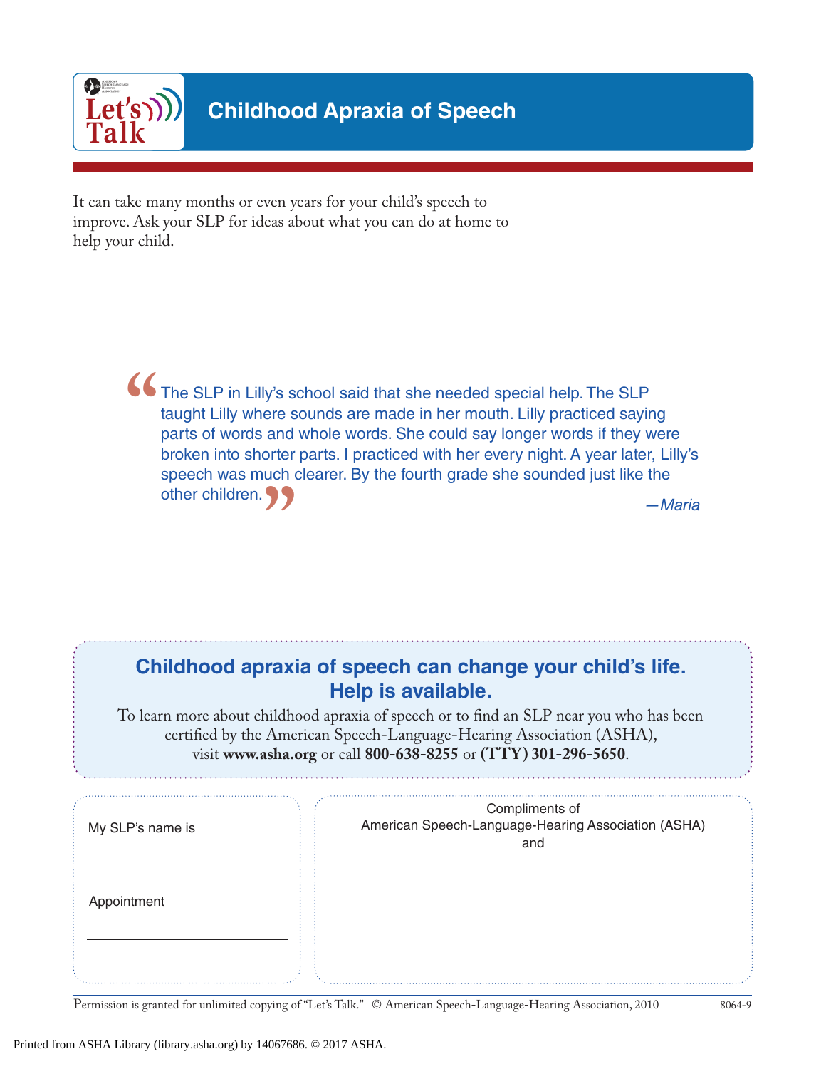# Childhood Apraxia of Speech

It can take many months or even years for your child's speech to improve. Ask your SLP for ideas about what you can do at home to help your child.

> "The SLP in Lilly's school said that she needed special help. The SLP taught Lilly where sounds are made in her mouth. Lilly practiced saying parts of words and whole words. She could say longer words if they were broken into shorter parts. I practiced with her every night. A year later, Lilly's speech was much clearer. By the fourth grade she sounded just like the other children."
>
> *—Maria*

## Childhood apraxia of speech can change your child's life. Help is available.

To learn more about childhood apraxia of speech or to find an SLP near you who has been certified by the American Speech-Language-Hearing Association (ASHA), visit **www.asha.org** or call **800-638-8255** or **(TTY) 301-296-5650**.

My SLP's name is

\_\_\_\_\_\_\_\_\_\_\_\_\_\_\_\_\_\_\_\_\_\_\_\_\_\_\_\_

Appointment

\_\_\_\_\_\_\_\_\_\_\_\_\_\_\_\_\_\_\_\_\_\_\_\_\_\_\_\_

Compliments of
American Speech-Language-Hearing Association (ASHA)
and

Permission is granted for unlimited copying of "Let's Talk." © American Speech-Language-Hearing Association, 2010 8064-9

Printed from ASHA Library (library.asha.org) by 14067686. © 2017 ASHA.